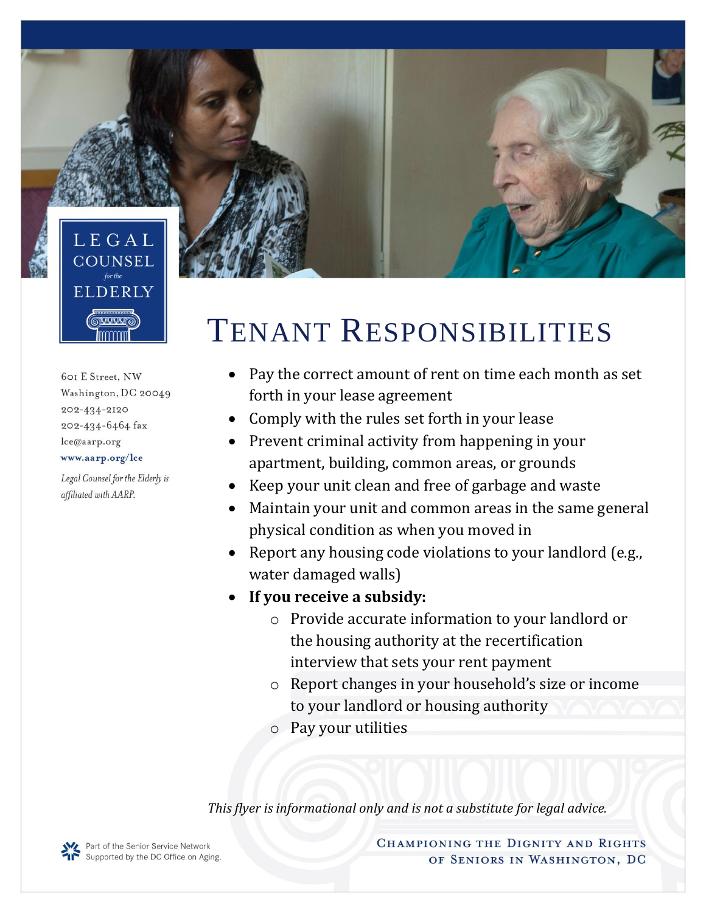LEGAL COUNSEL *for the* ELDERLY

601 E Street, NW
Washington, DC 20049
202-434-2120
202-434-6464 fax
lce@aarp.org
**www.aarp.org/lce**

*Legal Counsel for the Elderly is affiliated with AARP.*

# TENANT RESPONSIBILITIES

- Pay the correct amount of rent on time each month as set forth in your lease agreement
- Comply with the rules set forth in your lease
- Prevent criminal activity from happening in your apartment, building, common areas, or grounds
- Keep your unit clean and free of garbage and waste
- Maintain your unit and common areas in the same general physical condition as when you moved in
- Report any housing code violations to your landlord (e.g., water damaged walls)
- **If you receive a subsidy:**
    - Provide accurate information to your landlord or the housing authority at the recertification interview that sets your rent payment
    - Report changes in your household's size or income to your landlord or housing authority
    - Pay your utilities

*This flyer is informational only and is not a substitute for legal advice.*

Part of the Senior Service Network
Supported by the DC Office on Aging.

CHAMPIONING THE DIGNITY AND RIGHTS OF SENIORS IN WASHINGTON, DC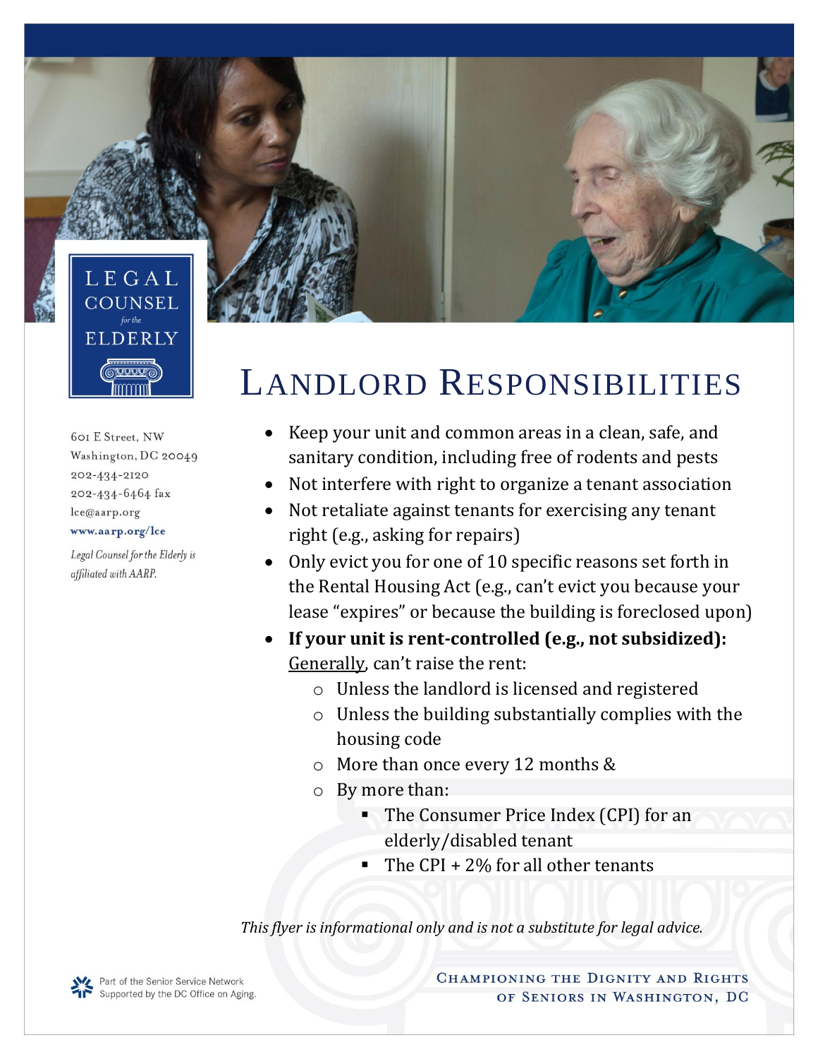LEGAL COUNSEL *for the* ELDERLY

601 E Street, NW
Washington, DC 20049
202-434-2120
202-434-6464 fax
lce@aarp.org
www.aarp.org/lce

*Legal Counsel for the Elderly is affiliated with AARP.*

# LANDLORD RESPONSIBILITIES

- Keep your unit and common areas in a clean, safe, and sanitary condition, including free of rodents and pests
- Not interfere with right to organize a tenant association
- Not retaliate against tenants for exercising any tenant right (e.g., asking for repairs)
- Only evict you for one of 10 specific reasons set forth in the Rental Housing Act (e.g., can't evict you because your lease "expires" or because the building is foreclosed upon)
- **If your unit is rent-controlled (e.g., not subsidized):** <u>Generally</u>, can't raise the rent:
  - Unless the landlord is licensed and registered
  - Unless the building substantially complies with the housing code
  - More than once every 12 months &
  - By more than:
    - The Consumer Price Index (CPI) for an elderly/disabled tenant
    - The CPI + 2% for all other tenants

*This flyer is informational only and is not a substitute for legal advice.*

Part of the Senior Service Network
Supported by the DC Office on Aging.

CHAMPIONING THE DIGNITY AND RIGHTS OF SENIORS IN WASHINGTON, DC